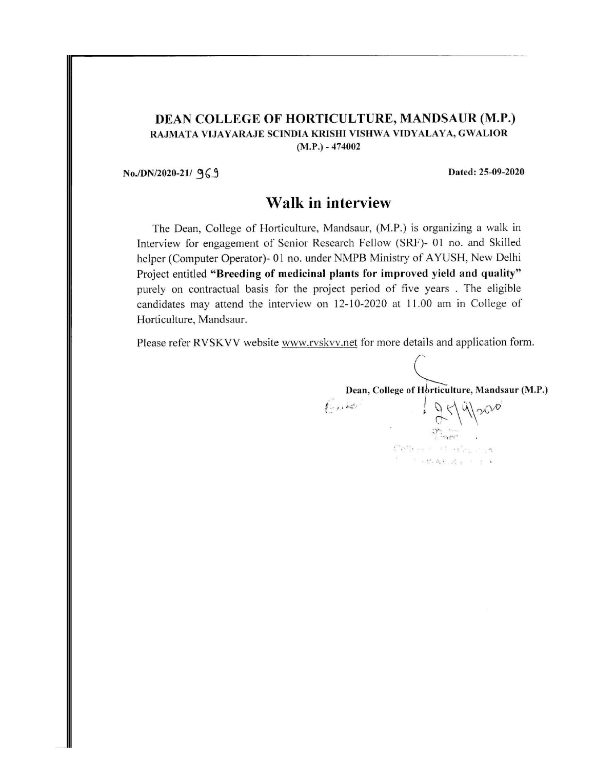# DEAN COLLEGE OF HORTICULTURE, MANDSAUR (M.P.)

**RAJMATA VIJAYARAJE SCINDIA KRISHI VISHWA VIDYALAYA, GWALIOR (M.P.) - 474002**

**No./DN/2020-21/ 969** **Dated: 25-09-2020**

## Walk in interview

The Dean, College of Horticulture, Mandsaur, (M.P.) is organizing a walk in Interview for engagement of Senior Research Fellow (SRF)- 01 no. and Skilled helper (Computer Operator)- 01 no. under NMPB Ministry of AYUSH, New Delhi Project entitled **"Breeding of medicinal plants for improved yield and quality"** purely on contractual basis for the project period of five years . The eligible candidates may attend the interview on 12-10-2020 at 11.00 am in College of Horticulture, Mandsaur.

Please refer RVSKVV website www.rvskvv.net for more details and application form.

**Dean, College of Horticulture, Mandsaur (M.P.)**

25/9/2020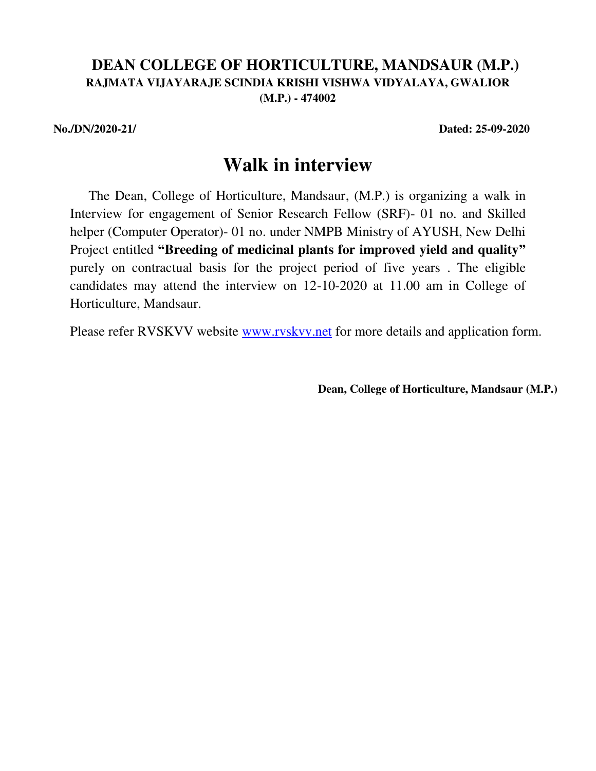# DEAN COLLEGE OF HORTICULTURE, MANDSAUR (M.P.)

**RAJMATA VIJAYARAJE SCINDIA KRISHI VISHWA VIDYALAYA, GWALIOR (M.P.) - 474002**

**No./DN/2020-21/** **Dated: 25-09-2020**

## Walk in interview

The Dean, College of Horticulture, Mandsaur, (M.P.) is organizing a walk in Interview for engagement of Senior Research Fellow (SRF)- 01 no. and Skilled helper (Computer Operator)- 01 no. under NMPB Ministry of AYUSH, New Delhi Project entitled **"Breeding of medicinal plants for improved yield and quality"** purely on contractual basis for the project period of five years . The eligible candidates may attend the interview on 12-10-2020 at 11.00 am in College of Horticulture, Mandsaur.

Please refer RVSKVV website www.rvskvv.net for more details and application form.

**Dean, College of Horticulture, Mandsaur (M.P.)**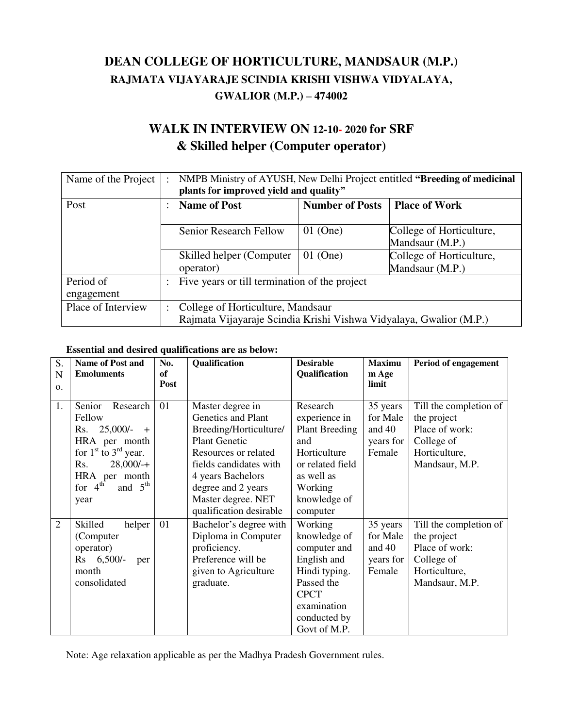# DEAN COLLEGE OF HORTICULTURE, MANDSAUR (M.P.)
## RAJMATA VIJAYARAJE SCINDIA KRISHI VISHWA VIDYALAYA, GWALIOR (M.P.) – 474002

## WALK IN INTERVIEW ON 12-10- 2020 for SRF & Skilled helper (Computer operator)

| | | | | |
|---|---|---|---|---|
| Name of the Project | : | NMPB Ministry of AYUSH, New Delhi Project entitled **"Breeding of medicinal plants for improved yield and quality"** | | |
| Post | : | **Name of Post** | **Number of Posts** | **Place of Work** |
| | | Senior Research Fellow | 01 (One) | College of Horticulture, Mandsaur (M.P.) |
| | | Skilled helper (Computer operator) | 01 (One) | College of Horticulture, Mandsaur (M.P.) |
| Period of engagement | : | Five years or till termination of the project | | |
| Place of Interview | : | College of Horticulture, Mandsaur<br>Rajmata Vijayaraje Scindia Krishi Vishwa Vidyalaya, Gwalior (M.P.) | | |

**Essential and desired qualifications are as below:**

| S. No. | Name of Post and Emoluments | No. of Post | Qualification | Desirable Qualification | Maximum Age limit | Period of engagement |
|---|---|---|---|---|---|---|
| 1. | Senior Research Fellow Rs. 25,000/- + HRA per month for 1st to 3rd year. Rs. 28,000/-+ HRA per month for 4th and 5th year | 01 | Master degree in Genetics and Plant Breeding/Horticulture/ Plant Genetic Resources or related fields candidates with 4 years Bachelors degree and 2 years Master degree. NET qualification desirable | Research experience in Plant Breeding and Horticulture or related field as well as Working knowledge of computer | 35 years for Male and 40 years for Female | Till the completion of the project Place of work: College of Horticulture, Mandsaur, M.P. |
| 2 | Skilled helper (Computer operator) Rs 6,500/- per month consolidated | 01 | Bachelor's degree with Diploma in Computer proficiency. Preference will be given to Agriculture graduate. | Working knowledge of computer and English and Hindi typing. Passed the CPCT examination conducted by Govt of M.P. | 35 years for Male and 40 years for Female | Till the completion of the project Place of work: College of Horticulture, Mandsaur, M.P. |

Note: Age relaxation applicable as per the Madhya Pradesh Government rules.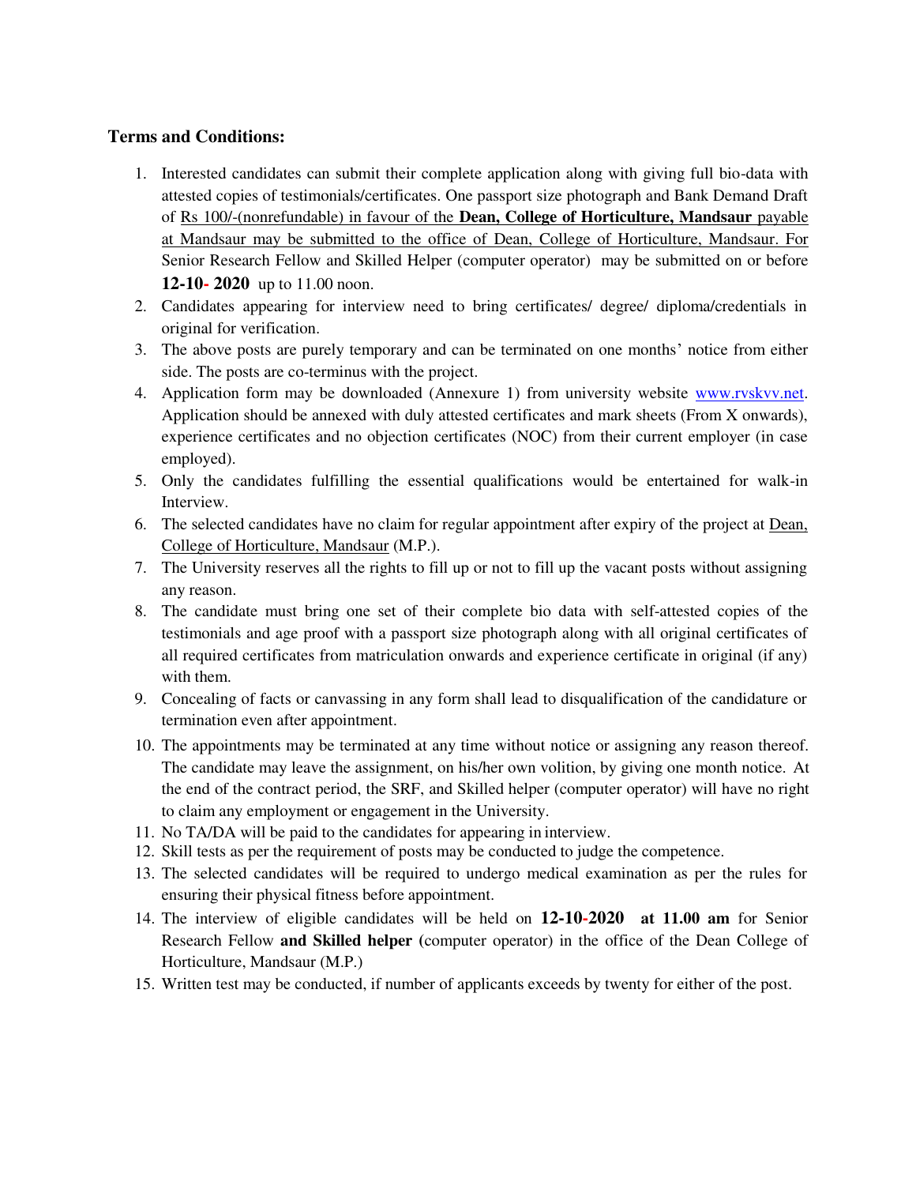**Terms and Conditions:**

1. Interested candidates can submit their complete application along with giving full bio-data with attested copies of testimonials/certificates. One passport size photograph and Bank Demand Draft of Rs 100/-(nonrefundable) in favour of the **Dean, College of Horticulture, Mandsaur** payable at Mandsaur may be submitted to the office of Dean, College of Horticulture, Mandsaur. For Senior Research Fellow and Skilled Helper (computer operator) may be submitted on or before **12-10- 2020** up to 11.00 noon.
2. Candidates appearing for interview need to bring certificates/ degree/ diploma/credentials in original for verification.
3. The above posts are purely temporary and can be terminated on one months' notice from either side. The posts are co-terminus with the project.
4. Application form may be downloaded (Annexure 1) from university website www.rvskvv.net. Application should be annexed with duly attested certificates and mark sheets (From X onwards), experience certificates and no objection certificates (NOC) from their current employer (in case employed).
5. Only the candidates fulfilling the essential qualifications would be entertained for walk-in Interview.
6. The selected candidates have no claim for regular appointment after expiry of the project at Dean, College of Horticulture, Mandsaur (M.P.).
7. The University reserves all the rights to fill up or not to fill up the vacant posts without assigning any reason.
8. The candidate must bring one set of their complete bio data with self-attested copies of the testimonials and age proof with a passport size photograph along with all original certificates of all required certificates from matriculation onwards and experience certificate in original (if any) with them.
9. Concealing of facts or canvassing in any form shall lead to disqualification of the candidature or termination even after appointment.
10. The appointments may be terminated at any time without notice or assigning any reason thereof. The candidate may leave the assignment, on his/her own volition, by giving one month notice. At the end of the contract period, the SRF, and Skilled helper (computer operator) will have no right to claim any employment or engagement in the University.
11. No TA/DA will be paid to the candidates for appearing in interview.
12. Skill tests as per the requirement of posts may be conducted to judge the competence.
13. The selected candidates will be required to undergo medical examination as per the rules for ensuring their physical fitness before appointment.
14. The interview of eligible candidates will be held on **12-10-2020 at 11.00 am** for Senior Research Fellow **and Skilled helper** (computer operator) in the office of the Dean College of Horticulture, Mandsaur (M.P.)
15. Written test may be conducted, if number of applicants exceeds by twenty for either of the post.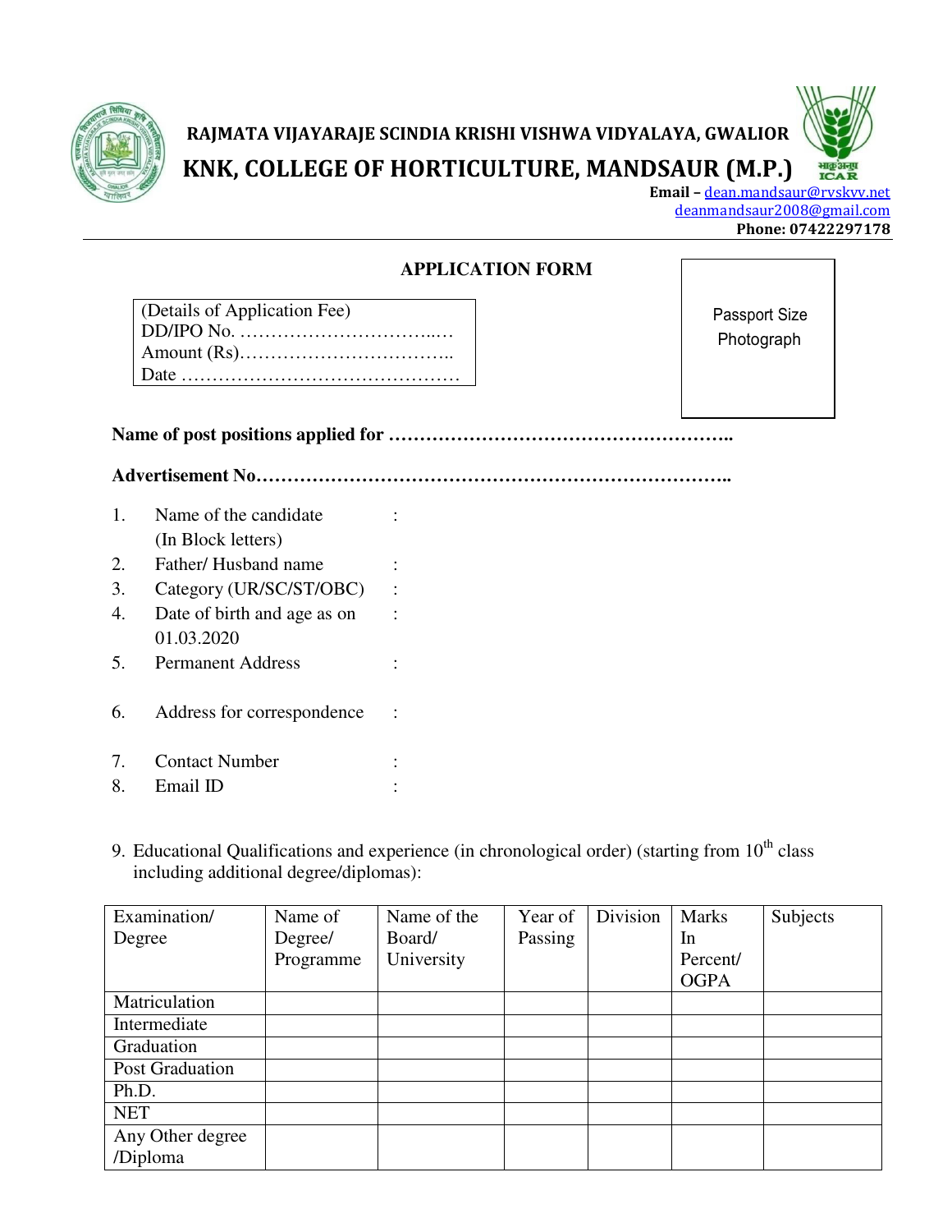RAJMATA VIJAYARAJE SCINDIA KRISHI VISHWA VIDYALAYA, GWALIOR

# KNK, COLLEGE OF HORTICULTURE, MANDSAUR (M.P.)

**Email –** dean.mandsaur@rvskvv.net
deanmandsaur2008@gmail.com
**Phone: 07422297178**

## APPLICATION FORM

| (Details of Application Fee) |
|---|
| DD/IPO No. ……………………………..… |
| Amount (Rs)…………………………….. |
| Date ……………………………………… |

Passport Size Photograph

**Name of post positions applied for ……………………………………………..**

**Advertisement No…………………………………………………………………..**

1. Name of the candidate (In Block letters) :
2. Father/ Husband name :
3. Category (UR/SC/ST/OBC) :
4. Date of birth and age as on 01.03.2020 :
5. Permanent Address :
6. Address for correspondence :
7. Contact Number :
8. Email ID :

9. Educational Qualifications and experience (in chronological order) (starting from 10th class including additional degree/diplomas):

| Examination/ Degree | Name of Degree/ Programme | Name of the Board/ University | Year of Passing | Division | Marks In Percent/ OGPA | Subjects |
|---|---|---|---|---|---|---|
| Matriculation | | | | | | |
| Intermediate | | | | | | |
| Graduation | | | | | | |
| Post Graduation | | | | | | |
| Ph.D. | | | | | | |
| NET | | | | | | |
| Any Other degree /Diploma | | | | | | |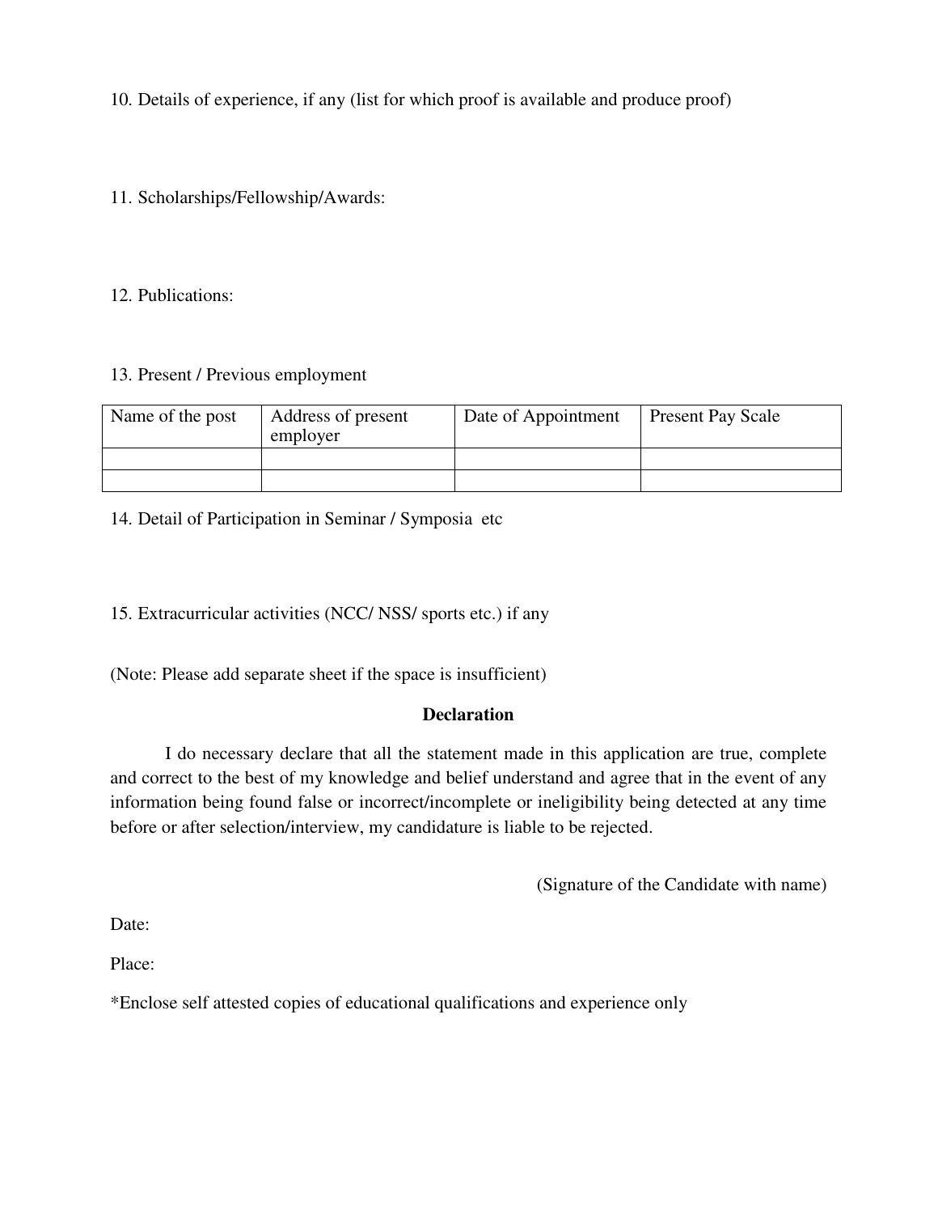10. Details of experience, if any (list for which proof is available and produce proof)

11. Scholarships/Fellowship/Awards:

12. Publications:

13. Present / Previous employment

| Name of the post | Address of present employer | Date of Appointment | Present Pay Scale |
|---|---|---|---|
| | | | |
| | | | |

14. Detail of Participation in Seminar / Symposia etc

15. Extracurricular activities (NCC/ NSS/ sports etc.) if any

(Note: Please add separate sheet if the space is insufficient)

**Declaration**

I do necessary declare that all the statement made in this application are true, complete and correct to the best of my knowledge and belief understand and agree that in the event of any information being found false or incorrect/incomplete or ineligibility being detected at any time before or after selection/interview, my candidature is liable to be rejected.

(Signature of the Candidate with name)

Date:

Place:

*Enclose self attested copies of educational qualifications and experience only